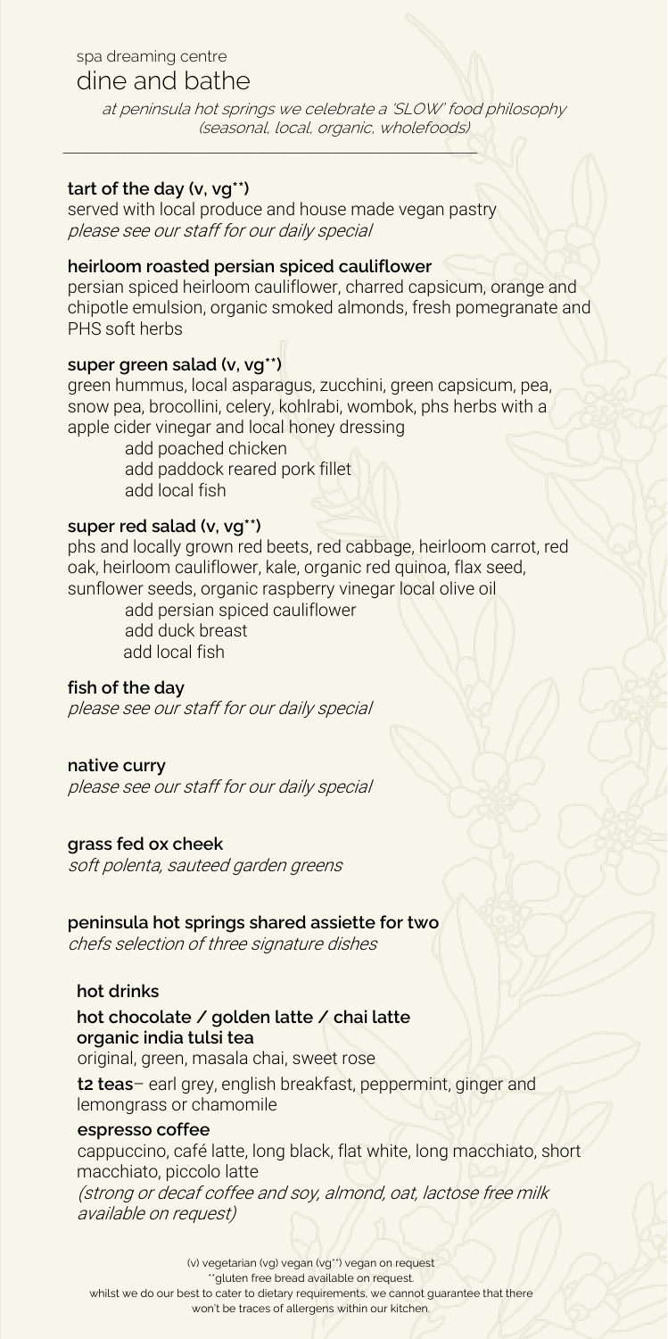spa dreaming centre

# dine and bathe

*at peninsula hot springs we celebrate a 'SLOW' food philosophy (seasonal, local, organic, wholefoods)*

---

**tart of the day (v, vg**)**
served with local produce and house made vegan pastry
*please see our staff for our daily special*

**heirloom roasted persian spiced cauliflower**
persian spiced heirloom cauliflower, charred capsicum, orange and chipotle emulsion, organic smoked almonds, fresh pomegranate and PHS soft herbs

**super green salad (v, vg**)**
green hummus, local asparagus, zucchini, green capsicum, pea, snow pea, brocollini, celery, kohlrabi, wombok, phs herbs with a apple cider vinegar and local honey dressing

add poached chicken
add paddock reared pork fillet
add local fish

**super red salad (v, vg**)**
phs and locally grown red beets, red cabbage, heirloom carrot, red oak, heirloom cauliflower, kale, organic red quinoa, flax seed, sunflower seeds, organic raspberry vinegar local olive oil

add persian spiced cauliflower
add duck breast
add local fish

**fish of the day**
*please see our staff for our daily special*

**native curry**
*please see our staff for our daily special*

**grass fed ox cheek**
*soft polenta, sauteed garden greens*

**peninsula hot springs shared assiette for two**
*chefs selection of three signature dishes*

**hot drinks**

**hot chocolate / golden latte / chai latte**
**organic india tulsi tea**
original, green, masala chai, sweet rose

**t2 teas**– earl grey, english breakfast, peppermint, ginger and lemongrass or chamomile

**espresso coffee**
cappuccino, café latte, long black, flat white, long macchiato, short macchiato, piccolo latte
*(strong or decaf coffee and soy, almond, oat, lactose free milk available on request)*

(v) vegetarian (vg) vegan (vg**) vegan on request
**gluten free bread available on request.
whilst we do our best to cater to dietary requirements, we cannot guarantee that there won't be traces of allergens within our kitchen.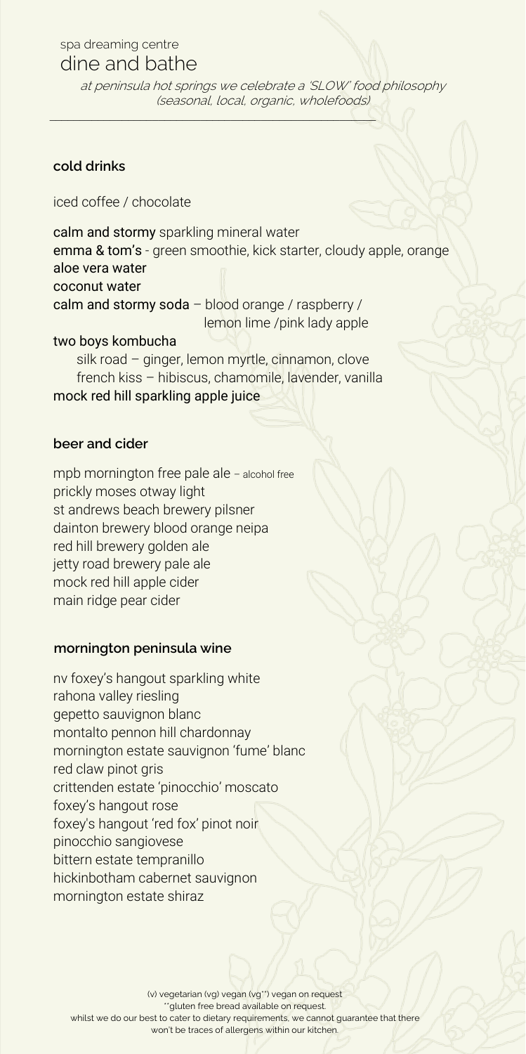spa dreaming centre

# dine and bathe

*at peninsula hot springs we celebrate a 'SLOW' food philosophy (seasonal, local, organic, wholefoods)*

---

## cold drinks

iced coffee / chocolate

**calm and stormy** sparkling mineral water
**emma & tom's** - green smoothie, kick starter, cloudy apple, orange
**aloe vera water**
**coconut water**
**calm and stormy soda** – blood orange / raspberry / lemon lime /pink lady apple

**two boys kombucha**
silk road – ginger, lemon myrtle, cinnamon, clove
french kiss – hibiscus, chamomile, lavender, vanilla

**mock red hill sparkling apple juice**

## beer and cider

mpb mornington free pale ale – alcohol free
prickly moses otway light
st andrews beach brewery pilsner
dainton brewery blood orange neipa
red hill brewery golden ale
jetty road brewery pale ale
mock red hill apple cider
main ridge pear cider

## mornington peninsula wine

nv foxey's hangout sparkling white
rahona valley riesling
gepetto sauvignon blanc
montalto pennon hill chardonnay
mornington estate sauvignon 'fume' blanc
red claw pinot gris
crittenden estate 'pinocchio' moscato
foxey's hangout rose
foxey's hangout 'red fox' pinot noir
pinocchio sangiovese
bittern estate tempranillo
hickinbotham cabernet sauvignon
mornington estate shiraz

(v) vegetarian (vg) vegan (vg**) vegan on request
**gluten free bread available on request.
whilst we do our best to cater to dietary requirements, we cannot guarantee that there won't be traces of allergens within our kitchen.